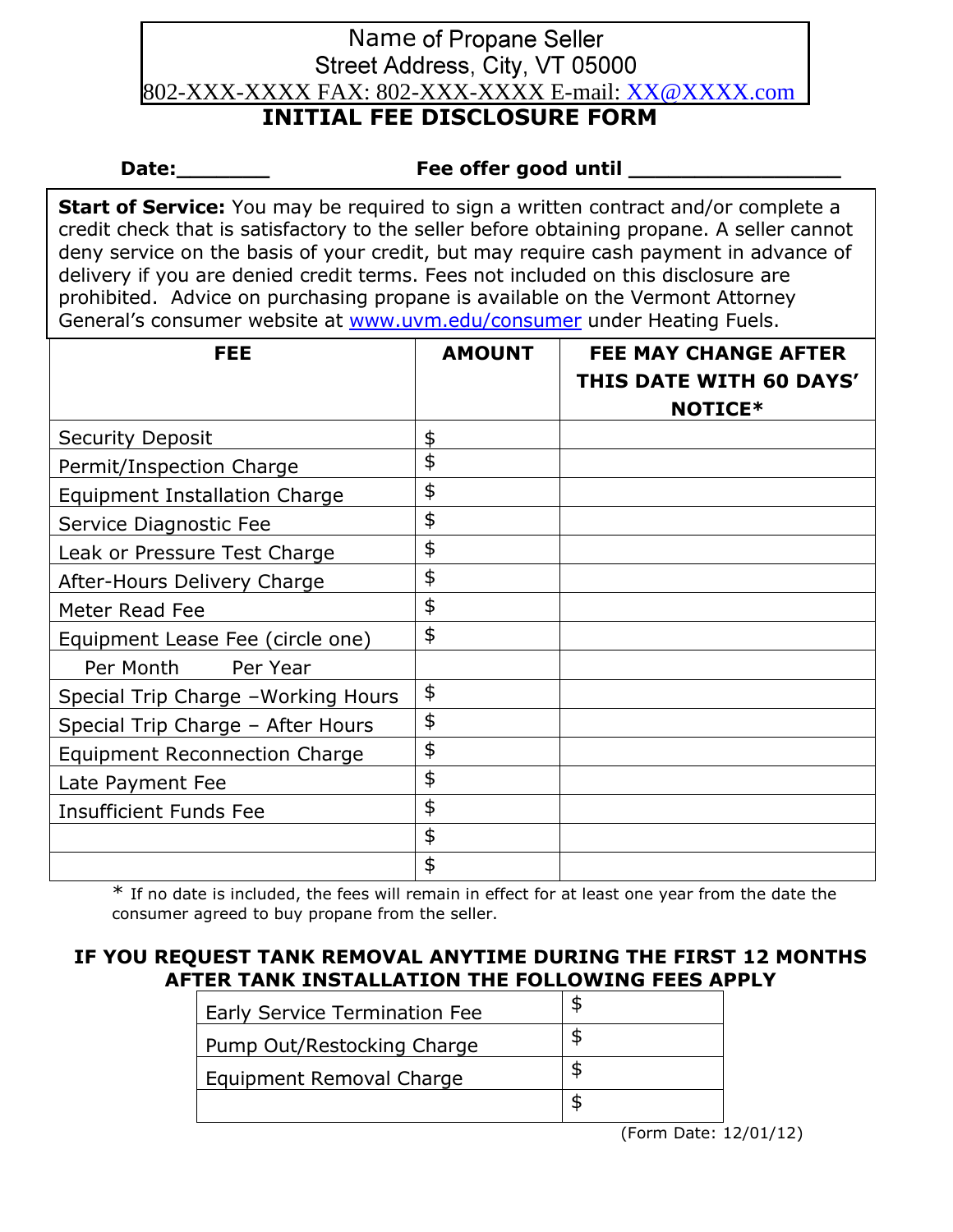Name of Propane Seller
Street Address, City, VT 05000
802-XXX-XXXX FAX: 802-XXX-XXXX E-mail: XX@XXXX.com

# INITIAL FEE DISCLOSURE FORM

**Date:_______** **Fee offer good until _______________**

**Start of Service:** You may be required to sign a written contract and/or complete a credit check that is satisfactory to the seller before obtaining propane. A seller cannot deny service on the basis of your credit, but may require cash payment in advance of delivery if you are denied credit terms. Fees not included on this disclosure are prohibited. Advice on purchasing propane is available on the Vermont Attorney General's consumer website at www.uvm.edu/consumer under Heating Fuels.

| FEE | AMOUNT | FEE MAY CHANGE AFTER THIS DATE WITH 60 DAYS' NOTICE* |
|---|---|---|
| Security Deposit | $ | |
| Permit/Inspection Charge | $ | |
| Equipment Installation Charge | $ | |
| Service Diagnostic Fee | $ | |
| Leak or Pressure Test Charge | $ | |
| After-Hours Delivery Charge | $ | |
| Meter Read Fee | $ | |
| Equipment Lease Fee (circle one) | $ | |
| Per Month Per Year | | |
| Special Trip Charge –Working Hours | $ | |
| Special Trip Charge – After Hours | $ | |
| Equipment Reconnection Charge | $ | |
| Late Payment Fee | $ | |
| Insufficient Funds Fee | $ | |
| | $ | |
| | $ | |

* If no date is included, the fees will remain in effect for at least one year from the date the consumer agreed to buy propane from the seller.

**IF YOU REQUEST TANK REMOVAL ANYTIME DURING THE FIRST 12 MONTHS AFTER TANK INSTALLATION THE FOLLOWING FEES APPLY**

| Fee | Amount |
|---|---|
| Early Service Termination Fee | $ |
| Pump Out/Restocking Charge | $ |
| Equipment Removal Charge | $ |
| | $ |

(Form Date: 12/01/12)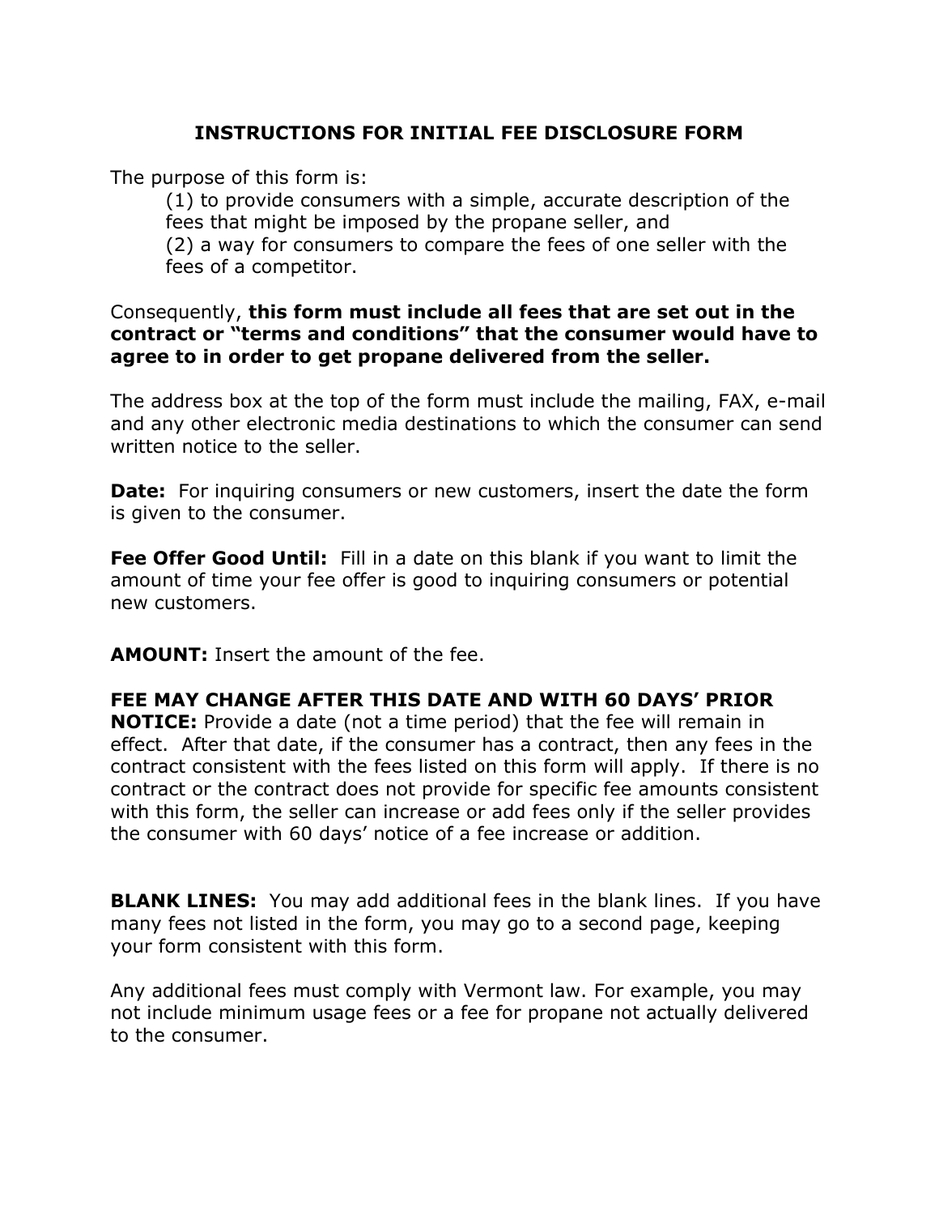# INSTRUCTIONS FOR INITIAL FEE DISCLOSURE FORM

The purpose of this form is:

(1) to provide consumers with a simple, accurate description of the fees that might be imposed by the propane seller, and
(2) a way for consumers to compare the fees of one seller with the fees of a competitor.

Consequently, **this form must include all fees that are set out in the contract or "terms and conditions" that the consumer would have to agree to in order to get propane delivered from the seller.**

The address box at the top of the form must include the mailing, FAX, e-mail and any other electronic media destinations to which the consumer can send written notice to the seller.

**Date:** For inquiring consumers or new customers, insert the date the form is given to the consumer.

**Fee Offer Good Until:** Fill in a date on this blank if you want to limit the amount of time your fee offer is good to inquiring consumers or potential new customers.

**AMOUNT:** Insert the amount of the fee.

**FEE MAY CHANGE AFTER THIS DATE AND WITH 60 DAYS' PRIOR NOTICE:** Provide a date (not a time period) that the fee will remain in effect. After that date, if the consumer has a contract, then any fees in the contract consistent with the fees listed on this form will apply. If there is no contract or the contract does not provide for specific fee amounts consistent with this form, the seller can increase or add fees only if the seller provides the consumer with 60 days' notice of a fee increase or addition.

**BLANK LINES:** You may add additional fees in the blank lines. If you have many fees not listed in the form, you may go to a second page, keeping your form consistent with this form.

Any additional fees must comply with Vermont law. For example, you may not include minimum usage fees or a fee for propane not actually delivered to the consumer.